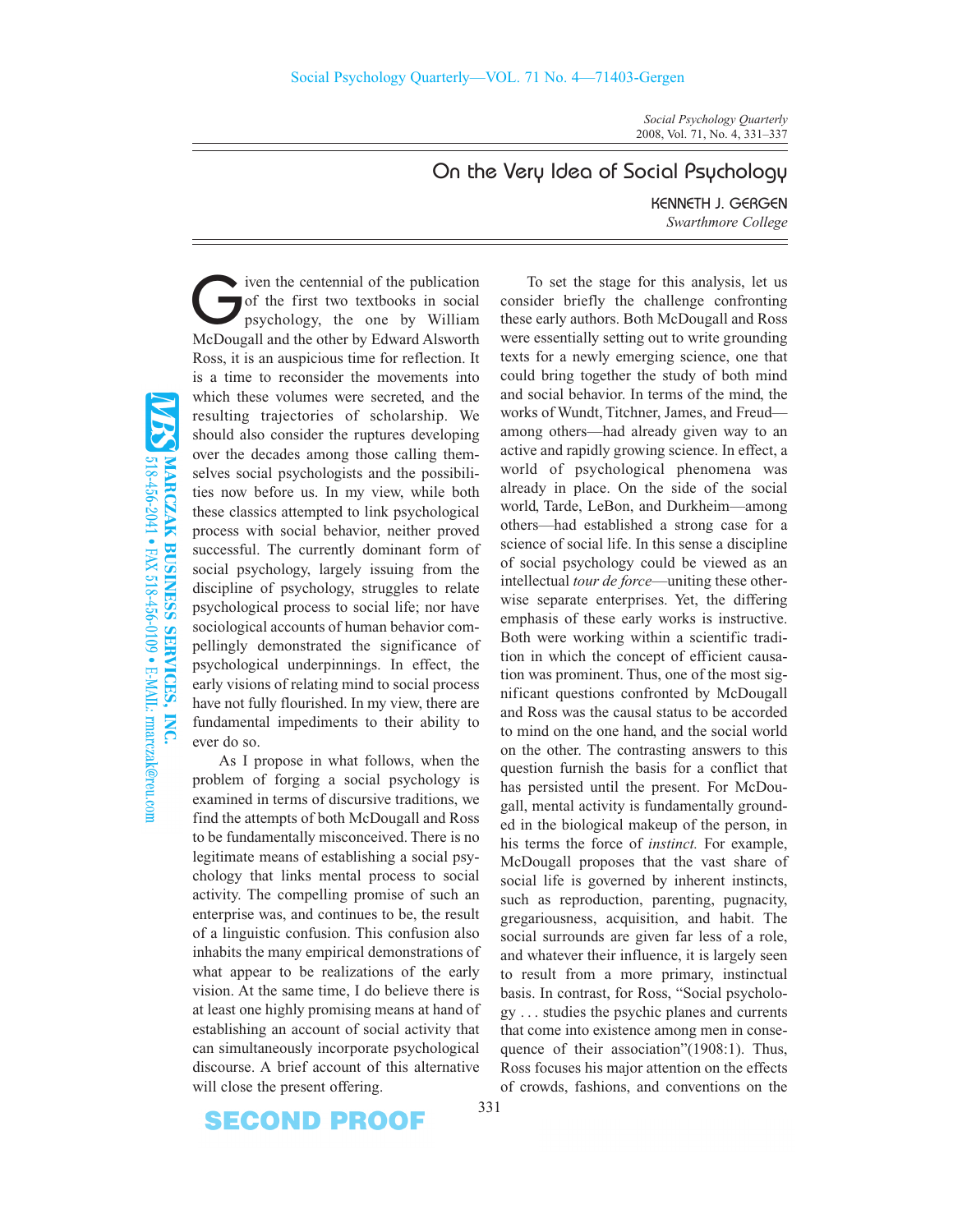# On the Very Idea of Social Psychology

KENNETH J. GERGEN

*Swarthmore College*

Given the centennial of the publication of the first two textbooks in social psychology, the one by William McDougall and the other by Edward Alsworth Ross, it is an auspicious time for reflection. It is a time to reconsider the movements into which these volumes were secreted, and the resulting trajectories of scholarship. We should also consider the ruptures developing over the decades among those calling themselves social psychologists and the possibilities now before us. In my view, while both these classics attempted to link psychological process with social behavior, neither proved successful. The currently dominant form of social psychology, largely issuing from the discipline of psychology, struggles to relate psychological process to social life; nor have sociological accounts of human behavior compellingly demonstrated the significance of psychological underpinnings. In effect, the early visions of relating mind to social process have not fully flourished. In my view, there are fundamental impediments to their ability to ever do so.

As I propose in what follows, when the problem of forging a social psychology is examined in terms of discursive traditions, we find the attempts of both McDougall and Ross to be fundamentally misconceived. There is no legitimate means of establishing a social psychology that links mental process to social activity. The compelling promise of such an enterprise was, and continues to be, the result of a linguistic confusion. This confusion also inhabits the many empirical demonstrations of what appear to be realizations of the early vision. At the same time, I do believe there is at least one highly promising means at hand of establishing an account of social activity that can simultaneously incorporate psychological discourse. A brief account of this alternative will close the present offering.

To set the stage for this analysis, let us consider briefly the challenge confronting these early authors. Both McDougall and Ross were essentially setting out to write grounding texts for a newly emerging science, one that could bring together the study of both mind and social behavior. In terms of the mind, the works of Wundt, Titchner, James, and Freud—among others—had already given way to an active and rapidly growing science. In effect, a world of psychological phenomena was already in place. On the side of the social world, Tarde, LeBon, and Durkheim—among others—had established a strong case for a science of social life. In this sense a discipline of social psychology could be viewed as an intellectual *tour de force*—uniting these otherwise separate enterprises. Yet, the differing emphasis of these early works is instructive. Both were working within a scientific tradition in which the concept of efficient causation was prominent. Thus, one of the most significant questions confronted by McDougall and Ross was the causal status to be accorded to mind on the one hand, and the social world on the other. The contrasting answers to this question furnish the basis for a conflict that has persisted until the present. For McDougall, mental activity is fundamentally grounded in the biological makeup of the person, in his terms the force of *instinct.* For example, McDougall proposes that the vast share of social life is governed by inherent instincts, such as reproduction, parenting, pugnacity, gregariousness, acquisition, and habit. The social surrounds are given far less of a role, and whatever their influence, it is largely seen to result from a more primary, instinctual basis. In contrast, for Ross, "Social psychology . . . studies the psychic planes and currents that come into existence among men in consequence of their association"(1908:1). Thus, Ross focuses his major attention on the effects of crowds, fashions, and conventions on the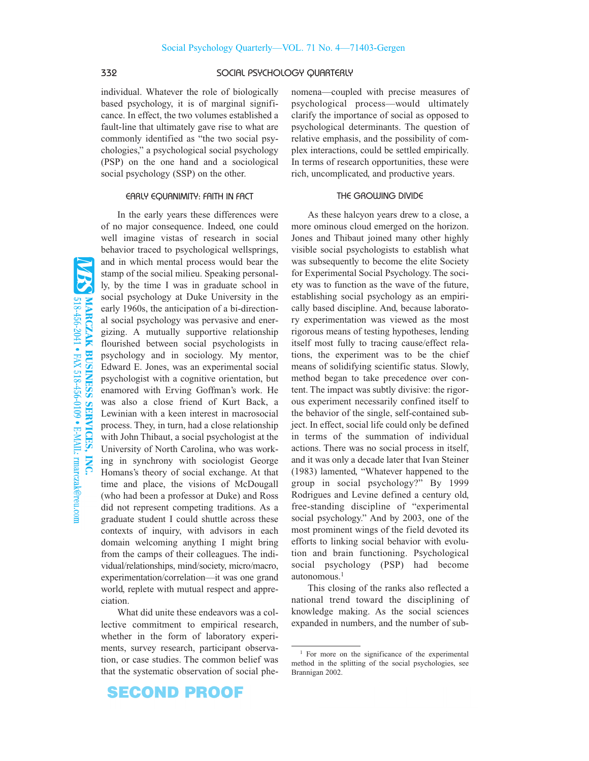individual. Whatever the role of biologically based psychology, it is of marginal significance. In effect, the two volumes established a fault-line that ultimately gave rise to what are commonly identified as "the two social psychologies," a psychological social psychology (PSP) on the one hand and a sociological social psychology (SSP) on the other.

## EARLY EQUANIMITY: FAITH IN FACT

In the early years these differences were of no major consequence. Indeed, one could well imagine vistas of research in social behavior traced to psychological wellsprings, and in which mental process would bear the stamp of the social milieu. Speaking personally, by the time I was in graduate school in social psychology at Duke University in the early 1960s, the anticipation of a bi-directional social psychology was pervasive and energizing. A mutually supportive relationship flourished between social psychologists in psychology and in sociology. My mentor, Edward E. Jones, was an experimental social psychologist with a cognitive orientation, but enamored with Erving Goffman's work. He was also a close friend of Kurt Back, a Lewinian with a keen interest in macrosocial process. They, in turn, had a close relationship with John Thibaut, a social psychologist at the University of North Carolina, who was working in synchrony with sociologist George Homans's theory of social exchange. At that time and place, the visions of McDougall (who had been a professor at Duke) and Ross did not represent competing traditions. As a graduate student I could shuttle across these contexts of inquiry, with advisors in each domain welcoming anything I might bring from the camps of their colleagues. The individual/relationships, mind/society, micro/macro, experimentation/correlation—it was one grand world, replete with mutual respect and appreciation.

What did unite these endeavors was a collective commitment to empirical research, whether in the form of laboratory experiments, survey research, participant observation, or case studies. The common belief was that the systematic observation of social phenomena—coupled with precise measures of psychological process—would ultimately clarify the importance of social as opposed to psychological determinants. The question of relative emphasis, and the possibility of complex interactions, could be settled empirically. In terms of research opportunities, these were rich, uncomplicated, and productive years.

## THE GROWING DIVIDE

As these halcyon years drew to a close, a more ominous cloud emerged on the horizon. Jones and Thibaut joined many other highly visible social psychologists to establish what was subsequently to become the elite Society for Experimental Social Psychology. The society was to function as the wave of the future, establishing social psychology as an empirically based discipline. And, because laboratory experimentation was viewed as the most rigorous means of testing hypotheses, lending itself most fully to tracing cause/effect relations, the experiment was to be the chief means of solidifying scientific status. Slowly, method began to take precedence over content. The impact was subtly divisive: the rigorous experiment necessarily confined itself to the behavior of the single, self-contained subject. In effect, social life could only be defined in terms of the summation of individual actions. There was no social process in itself, and it was only a decade later that Ivan Steiner (1983) lamented, "Whatever happened to the group in social psychology?" By 1999 Rodrigues and Levine defined a century old, free-standing discipline of "experimental social psychology." And by 2003, one of the most prominent wings of the field devoted its efforts to linking social behavior with evolution and brain functioning. Psychological social psychology (PSP) had become autonomous.[1]

This closing of the ranks also reflected a national trend toward the disciplining of knowledge making. As the social sciences expanded in numbers, and the number of sub-

[1] For more on the significance of the experimental method in the splitting of the social psychologies, see Brannigan 2002.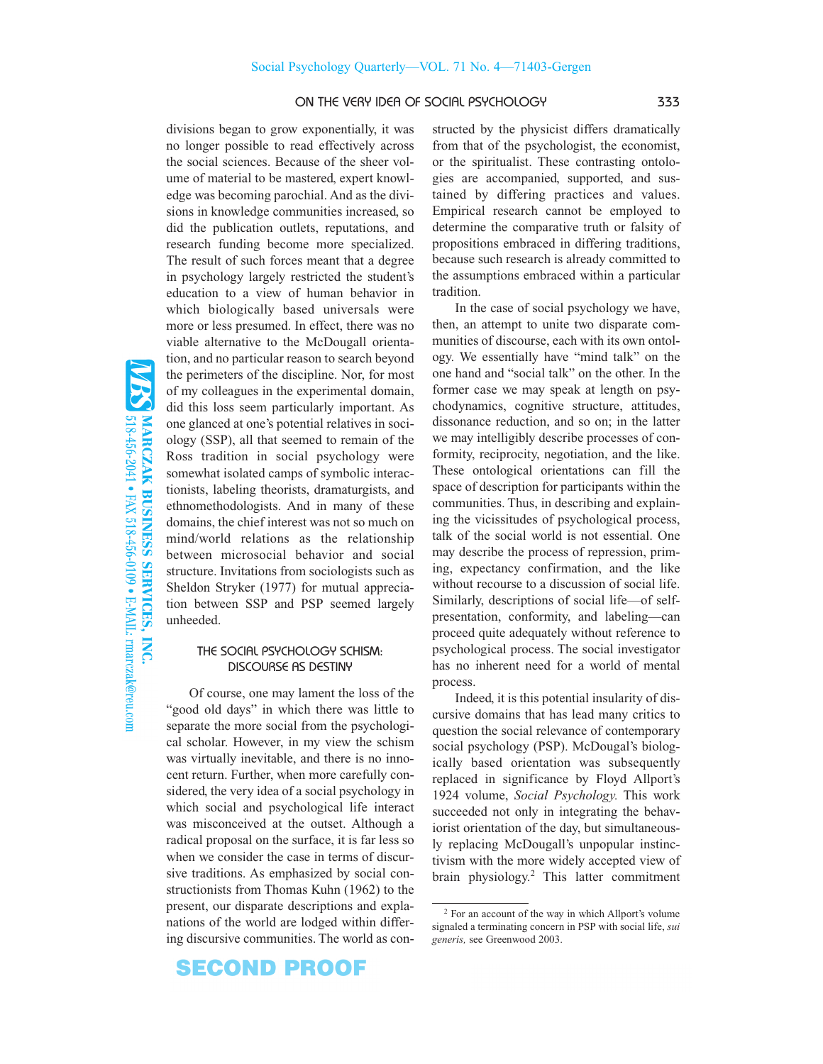divisions began to grow exponentially, it was no longer possible to read effectively across the social sciences. Because of the sheer volume of material to be mastered, expert knowledge was becoming parochial. And as the divisions in knowledge communities increased, so did the publication outlets, reputations, and research funding become more specialized. The result of such forces meant that a degree in psychology largely restricted the student's education to a view of human behavior in which biologically based universals were more or less presumed. In effect, there was no viable alternative to the McDougall orientation, and no particular reason to search beyond the perimeters of the discipline. Nor, for most of my colleagues in the experimental domain, did this loss seem particularly important. As one glanced at one's potential relatives in sociology (SSP), all that seemed to remain of the Ross tradition in social psychology were somewhat isolated camps of symbolic interactionists, labeling theorists, dramaturgists, and ethnomethodologists. And in many of these domains, the chief interest was not so much on mind/world relations as the relationship between microsocial behavior and social structure. Invitations from sociologists such as Sheldon Stryker (1977) for mutual appreciation between SSP and PSP seemed largely unheeded.

## THE SOCIAL PSYCHOLOGY SCHISM: DISCOURSE AS DESTINY

Of course, one may lament the loss of the "good old days" in which there was little to separate the more social from the psychological scholar. However, in my view the schism was virtually inevitable, and there is no innocent return. Further, when more carefully considered, the very idea of a social psychology in which social and psychological life interact was misconceived at the outset. Although a radical proposal on the surface, it is far less so when we consider the case in terms of discursive traditions. As emphasized by social constructionists from Thomas Kuhn (1962) to the present, our disparate descriptions and explanations of the world are lodged within differing discursive communities. The world as constructed by the physicist differs dramatically from that of the psychologist, the economist, or the spiritualist. These contrasting ontologies are accompanied, supported, and sustained by differing practices and values. Empirical research cannot be employed to determine the comparative truth or falsity of propositions embraced in differing traditions, because such research is already committed to the assumptions embraced within a particular tradition.

In the case of social psychology we have, then, an attempt to unite two disparate communities of discourse, each with its own ontology. We essentially have "mind talk" on the one hand and "social talk" on the other. In the former case we may speak at length on psychodynamics, cognitive structure, attitudes, dissonance reduction, and so on; in the latter we may intelligibly describe processes of conformity, reciprocity, negotiation, and the like. These ontological orientations can fill the space of description for participants within the communities. Thus, in describing and explaining the vicissitudes of psychological process, talk of the social world is not essential. One may describe the process of repression, priming, expectancy confirmation, and the like without recourse to a discussion of social life. Similarly, descriptions of social life—of self-presentation, conformity, and labeling—can proceed quite adequately without reference to psychological process. The social investigator has no inherent need for a world of mental process.

Indeed, it is this potential insularity of discursive domains that has lead many critics to question the social relevance of contemporary social psychology (PSP). McDougal's biologically based orientation was subsequently replaced in significance by Floyd Allport's 1924 volume, *Social Psychology.* This work succeeded not only in integrating the behaviorist orientation of the day, but simultaneously replacing McDougall's unpopular instinctivism with the more widely accepted view of brain physiology.[2] This latter commitment

[2] For an account of the way in which Allport's volume signaled a terminating concern in PSP with social life, *sui generis,* see Greenwood 2003.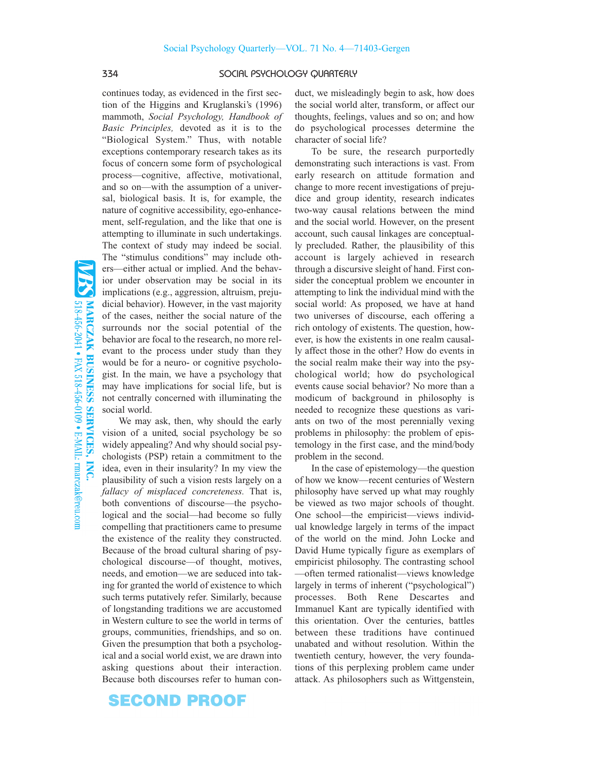continues today, as evidenced in the first section of the Higgins and Kruglanski's (1996) mammoth, *Social Psychology, Handbook of Basic Principles,* devoted as it is to the "Biological System." Thus, with notable exceptions contemporary research takes as its focus of concern some form of psychological process—cognitive, affective, motivational, and so on—with the assumption of a universal, biological basis. It is, for example, the nature of cognitive accessibility, ego-enhancement, self-regulation, and the like that one is attempting to illuminate in such undertakings. The context of study may indeed be social. The "stimulus conditions" may include others—either actual or implied. And the behavior under observation may be social in its implications (e.g., aggression, altruism, prejudicial behavior). However, in the vast majority of the cases, neither the social nature of the surrounds nor the social potential of the behavior are focal to the research, no more relevant to the process under study than they would be for a neuro- or cognitive psychologist. In the main, we have a psychology that may have implications for social life, but is not centrally concerned with illuminating the social world.

We may ask, then, why should the early vision of a united, social psychology be so widely appealing? And why should social psychologists (PSP) retain a commitment to the idea, even in their insularity? In my view the plausibility of such a vision rests largely on a *fallacy of misplaced concreteness.* That is, both conventions of discourse—the psychological and the social—had become so fully compelling that practitioners came to presume the existence of the reality they constructed. Because of the broad cultural sharing of psychological discourse—of thought, motives, needs, and emotion—we are seduced into taking for granted the world of existence to which such terms putatively refer. Similarly, because of longstanding traditions we are accustomed in Western culture to see the world in terms of groups, communities, friendships, and so on. Given the presumption that both a psychological and a social world exist, we are drawn into asking questions about their interaction. Because both discourses refer to human conduct, we misleadingly begin to ask, how does the social world alter, transform, or affect our thoughts, feelings, values and so on; and how do psychological processes determine the character of social life?

To be sure, the research purportedly demonstrating such interactions is vast. From early research on attitude formation and change to more recent investigations of prejudice and group identity, research indicates two-way causal relations between the mind and the social world. However, on the present account, such causal linkages are conceptually precluded. Rather, the plausibility of this account is largely achieved in research through a discursive sleight of hand. First consider the conceptual problem we encounter in attempting to link the individual mind with the social world: As proposed, we have at hand two universes of discourse, each offering a rich ontology of existents. The question, however, is how the existents in one realm causally affect those in the other? How do events in the social realm make their way into the psychological world; how do psychological events cause social behavior? No more than a modicum of background in philosophy is needed to recognize these questions as variants on two of the most perennially vexing problems in philosophy: the problem of epistemology in the first case, and the mind/body problem in the second.

In the case of epistemology—the question of how we know—recent centuries of Western philosophy have served up what may roughly be viewed as two major schools of thought. One school—the empiricist—views individual knowledge largely in terms of the impact of the world on the mind. John Locke and David Hume typically figure as exemplars of empiricist philosophy. The contrasting school —often termed rationalist—views knowledge largely in terms of inherent ("psychological") processes. Both Rene Descartes and Immanuel Kant are typically identified with this orientation. Over the centuries, battles between these traditions have continued unabated and without resolution. Within the twentieth century, however, the very foundations of this perplexing problem came under attack. As philosophers such as Wittgenstein,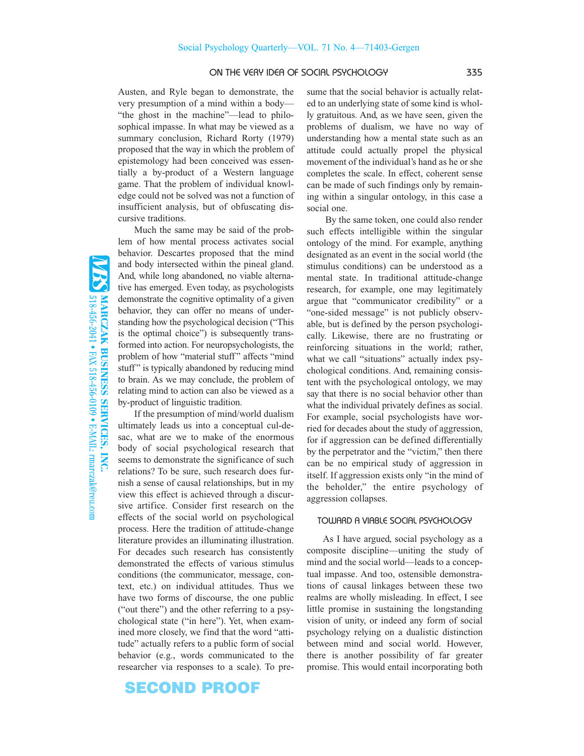Austen, and Ryle began to demonstrate, the very presumption of a mind within a body—"the ghost in the machine"—lead to philosophical impasse. In what may be viewed as a summary conclusion, Richard Rorty (1979) proposed that the way in which the problem of epistemology had been conceived was essentially a by-product of a Western language game. That the problem of individual knowledge could not be solved was not a function of insufficient analysis, but of obfuscating discursive traditions.

Much the same may be said of the problem of how mental process activates social behavior. Descartes proposed that the mind and body intersected within the pineal gland. And, while long abandoned, no viable alternative has emerged. Even today, as psychologists demonstrate the cognitive optimality of a given behavior, they can offer no means of understanding how the psychological decision ("This is the optimal choice") is subsequently transformed into action. For neuropsychologists, the problem of how "material stuff" affects "mind stuff" is typically abandoned by reducing mind to brain. As we may conclude, the problem of relating mind to action can also be viewed as a by-product of linguistic tradition.

If the presumption of mind/world dualism ultimately leads us into a conceptual cul-de-sac, what are we to make of the enormous body of social psychological research that seems to demonstrate the significance of such relations? To be sure, such research does furnish a sense of causal relationships, but in my view this effect is achieved through a discursive artifice. Consider first research on the effects of the social world on psychological process. Here the tradition of attitude-change literature provides an illuminating illustration. For decades such research has consistently demonstrated the effects of various stimulus conditions (the communicator, message, context, etc.) on individual attitudes. Thus we have two forms of discourse, the one public ("out there") and the other referring to a psychological state ("in here"). Yet, when examined more closely, we find that the word "attitude" actually refers to a public form of social behavior (e.g., words communicated to the researcher via responses to a scale). To presume that the social behavior is actually related to an underlying state of some kind is wholly gratuitous. And, as we have seen, given the problems of dualism, we have no way of understanding how a mental state such as an attitude could actually propel the physical movement of the individual's hand as he or she completes the scale. In effect, coherent sense can be made of such findings only by remaining within a singular ontology, in this case a social one.

By the same token, one could also render such effects intelligible within the singular ontology of the mind. For example, anything designated as an event in the social world (the stimulus conditions) can be understood as a mental state. In traditional attitude-change research, for example, one may legitimately argue that "communicator credibility" or a "one-sided message" is not publicly observable, but is defined by the person psychologically. Likewise, there are no frustrating or reinforcing situations in the world; rather, what we call "situations" actually index psychological conditions. And, remaining consistent with the psychological ontology, we may say that there is no social behavior other than what the individual privately defines as social. For example, social psychologists have worried for decades about the study of aggression, for if aggression can be defined differentially by the perpetrator and the "victim," then there can be no empirical study of aggression in itself. If aggression exists only "in the mind of the beholder," the entire psychology of aggression collapses.

## TOWARD A VIABLE SOCIAL PSYCHOLOGY

As I have argued, social psychology as a composite discipline—uniting the study of mind and the social world—leads to a conceptual impasse. And too, ostensible demonstrations of causal linkages between these two realms are wholly misleading. In effect, I see little promise in sustaining the longstanding vision of unity, or indeed any form of social psychology relying on a dualistic distinction between mind and social world. However, there is another possibility of far greater promise. This would entail incorporating both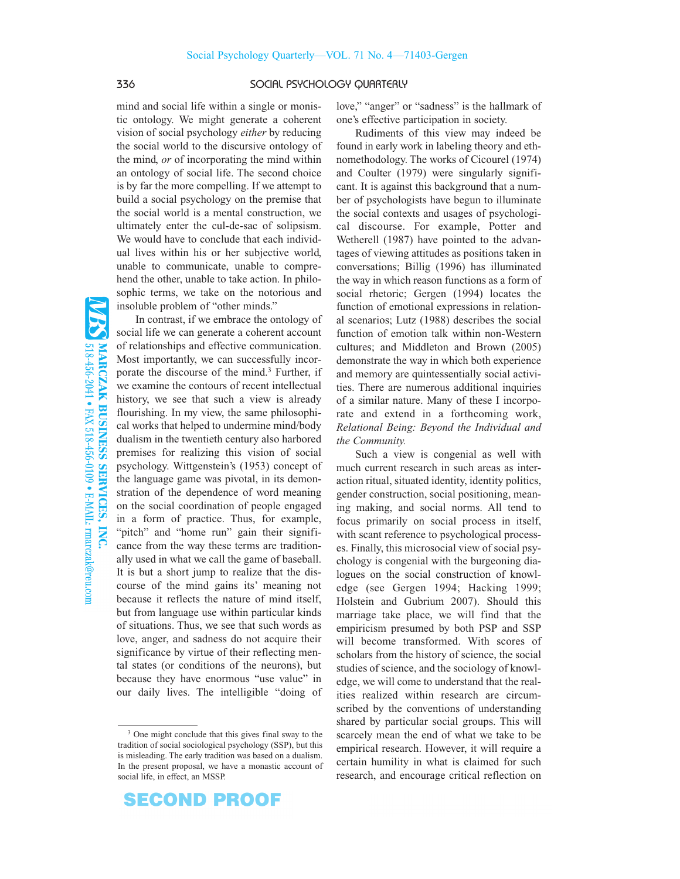mind and social life within a single or monistic ontology. We might generate a coherent vision of social psychology *either* by reducing the social world to the discursive ontology of the mind, *or* of incorporating the mind within an ontology of social life. The second choice is by far the more compelling. If we attempt to build a social psychology on the premise that the social world is a mental construction, we ultimately enter the cul-de-sac of solipsism. We would have to conclude that each individual lives within his or her subjective world, unable to communicate, unable to comprehend the other, unable to take action. In philosophic terms, we take on the notorious and insoluble problem of "other minds."

In contrast, if we embrace the ontology of social life we can generate a coherent account of relationships and effective communication. Most importantly, we can successfully incorporate the discourse of the mind.[3] Further, if we examine the contours of recent intellectual history, we see that such a view is already flourishing. In my view, the same philosophical works that helped to undermine mind/body dualism in the twentieth century also harbored premises for realizing this vision of social psychology. Wittgenstein's (1953) concept of the language game was pivotal, in its demonstration of the dependence of word meaning on the social coordination of people engaged in a form of practice. Thus, for example, "pitch" and "home run" gain their significance from the way these terms are traditionally used in what we call the game of baseball. It is but a short jump to realize that the discourse of the mind gains its' meaning not because it reflects the nature of mind itself, but from language use within particular kinds of situations. Thus, we see that such words as love, anger, and sadness do not acquire their significance by virtue of their reflecting mental states (or conditions of the neurons), but because they have enormous "use value" in our daily lives. The intelligible "doing of love," "anger" or "sadness" is the hallmark of one's effective participation in society.

Rudiments of this view may indeed be found in early work in labeling theory and ethnomethodology. The works of Cicourel (1974) and Coulter (1979) were singularly significant. It is against this background that a number of psychologists have begun to illuminate the social contexts and usages of psychological discourse. For example, Potter and Wetherell (1987) have pointed to the advantages of viewing attitudes as positions taken in conversations; Billig (1996) has illuminated the way in which reason functions as a form of social rhetoric; Gergen (1994) locates the function of emotional expressions in relational scenarios; Lutz (1988) describes the social function of emotion talk within non-Western cultures; and Middleton and Brown (2005) demonstrate the way in which both experience and memory are quintessentially social activities. There are numerous additional inquiries of a similar nature. Many of these I incorporate and extend in a forthcoming work, *Relational Being: Beyond the Individual and the Community.*

Such a view is congenial as well with much current research in such areas as interaction ritual, situated identity, identity politics, gender construction, social positioning, meaning making, and social norms. All tend to focus primarily on social process in itself, with scant reference to psychological processes. Finally, this microsocial view of social psychology is congenial with the burgeoning dialogues on the social construction of knowledge (see Gergen 1994; Hacking 1999; Holstein and Gubrium 2007). Should this marriage take place, we will find that the empiricism presumed by both PSP and SSP will become transformed. With scores of scholars from the history of science, the social studies of science, and the sociology of knowledge, we will come to understand that the realities realized within research are circumscribed by the conventions of understanding shared by particular social groups. This will scarcely mean the end of what we take to be empirical research. However, it will require a certain humility in what is claimed for such research, and encourage critical reflection on

---

[3] One might conclude that this gives final sway to the tradition of social sociological psychology (SSP), but this is misleading. The early tradition was based on a dualism. In the present proposal, we have a monastic account of social life, in effect, an MSSP.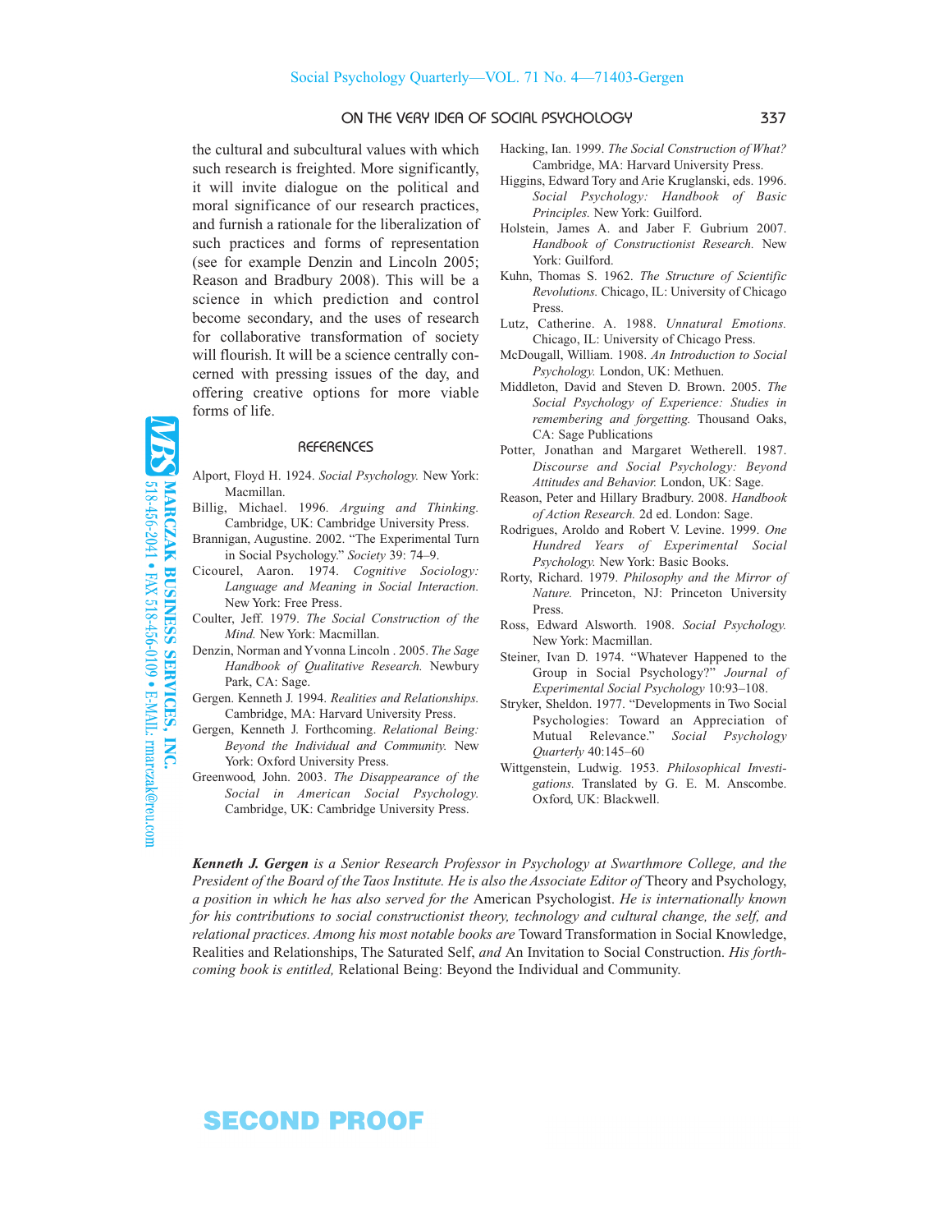the cultural and subcultural values with which such research is freighted. More significantly, it will invite dialogue on the political and moral significance of our research practices, and furnish a rationale for the liberalization of such practices and forms of representation (see for example Denzin and Lincoln 2005; Reason and Bradbury 2008). This will be a science in which prediction and control become secondary, and the uses of research for collaborative transformation of society will flourish. It will be a science centrally concerned with pressing issues of the day, and offering creative options for more viable forms of life.

## REFERENCES

Alport, Floyd H. 1924. *Social Psychology.* New York: Macmillan.

Billig, Michael. 1996. *Arguing and Thinking.* Cambridge, UK: Cambridge University Press.

Brannigan, Augustine. 2002. "The Experimental Turn in Social Psychology." *Society* 39: 74–9.

Cicourel, Aaron. 1974. *Cognitive Sociology: Language and Meaning in Social Interaction.* New York: Free Press.

Coulter, Jeff. 1979. *The Social Construction of the Mind.* New York: Macmillan.

Denzin, Norman and Yvonna Lincoln . 2005. *The Sage Handbook of Qualitative Research.* Newbury Park, CA: Sage.

Gergen. Kenneth J. 1994. *Realities and Relationships.* Cambridge, MA: Harvard University Press.

Gergen, Kenneth J. Forthcoming. *Relational Being: Beyond the Individual and Community.* New York: Oxford University Press.

Greenwood, John. 2003. *The Disappearance of the Social in American Social Psychology.* Cambridge, UK: Cambridge University Press.

Hacking, Ian. 1999. *The Social Construction of What?* Cambridge, MA: Harvard University Press.

Higgins, Edward Tory and Arie Kruglanski, eds. 1996. *Social Psychology: Handbook of Basic Principles.* New York: Guilford.

Holstein, James A. and Jaber F. Gubrium 2007. *Handbook of Constructionist Research.* New York: Guilford.

Kuhn, Thomas S. 1962. *The Structure of Scientific Revolutions.* Chicago, IL: University of Chicago Press.

Lutz, Catherine. A. 1988. *Unnatural Emotions.* Chicago, IL: University of Chicago Press.

McDougall, William. 1908. *An Introduction to Social Psychology.* London, UK: Methuen.

Middleton, David and Steven D. Brown. 2005. *The Social Psychology of Experience: Studies in remembering and forgetting.* Thousand Oaks, CA: Sage Publications

Potter, Jonathan and Margaret Wetherell. 1987. *Discourse and Social Psychology: Beyond Attitudes and Behavior.* London, UK: Sage.

Reason, Peter and Hillary Bradbury. 2008. *Handbook of Action Research.* 2d ed. London: Sage.

Rodrigues, Aroldo and Robert V. Levine. 1999. *One Hundred Years of Experimental Social Psychology.* New York: Basic Books.

Rorty, Richard. 1979. *Philosophy and the Mirror of Nature.* Princeton, NJ: Princeton University Press.

Ross, Edward Alsworth. 1908. *Social Psychology.* New York: Macmillan.

Steiner, Ivan D. 1974. "Whatever Happened to the Group in Social Psychology?" *Journal of Experimental Social Psychology* 10:93–108.

Stryker, Sheldon. 1977. "Developments in Two Social Psychologies: Toward an Appreciation of Mutual Relevance." *Social Psychology Quarterly* 40:145–60

Wittgenstein, Ludwig. 1953. *Philosophical Investigations.* Translated by G. E. M. Anscombe. Oxford, UK: Blackwell.

***Kenneth J. Gergen*** *is a Senior Research Professor in Psychology at Swarthmore College, and the President of the Board of the Taos Institute. He is also the Associate Editor of* Theory and Psychology, *a position in which he has also served for the* American Psychologist. *He is internationally known for his contributions to social constructionist theory, technology and cultural change, the self, and relational practices. Among his most notable books are* Toward Transformation in Social Knowledge, Realities and Relationships, The Saturated Self, *and* An Invitation to Social Construction. *His forthcoming book is entitled,* Relational Being: Beyond the Individual and Community.